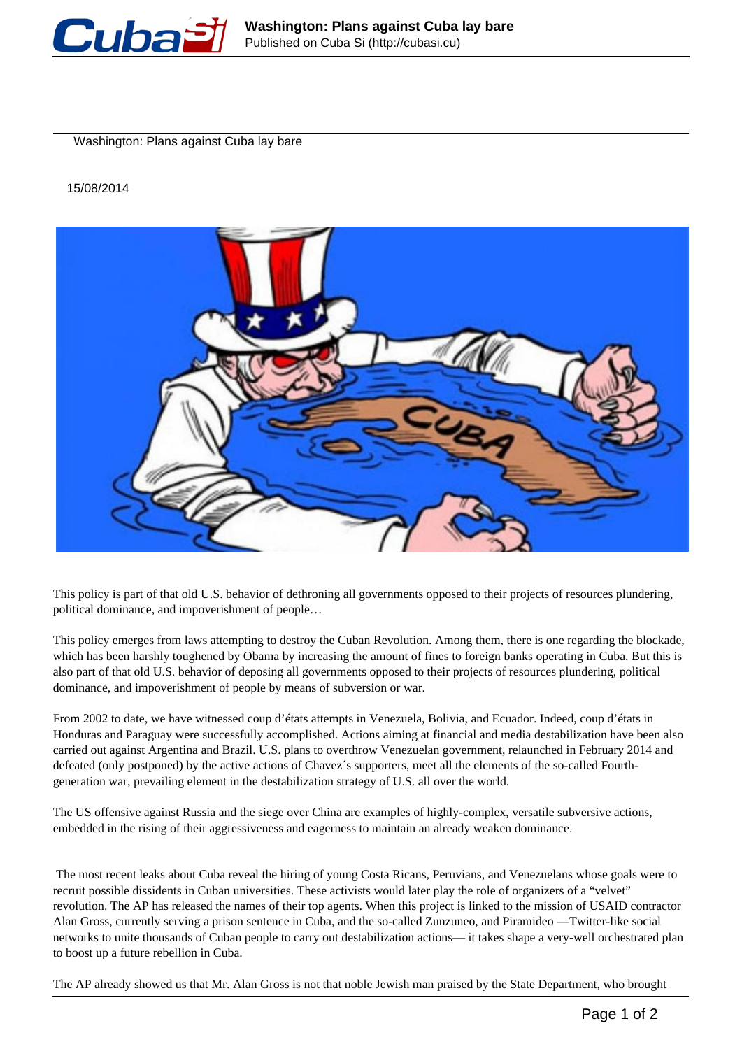# Washington: Plans against Cuba lay bare

15/08/2014

This policy is part of that old U.S. behavior of dethroning all governments opposed to their projects of resources plundering, political dominance, and impoverishment of people…

This policy emerges from laws attempting to destroy the Cuban Revolution. Among them, there is one regarding the blockade, which has been harshly toughened by Obama by increasing the amount of fines to foreign banks operating in Cuba. But this is also part of that old U.S. behavior of deposing all governments opposed to their projects of resources plundering, political dominance, and impoverishment of people by means of subversion or war.

From 2002 to date, we have witnessed coup d'états attempts in Venezuela, Bolivia, and Ecuador. Indeed, coup d'états in Honduras and Paraguay were successfully accomplished. Actions aiming at financial and media destabilization have been also carried out against Argentina and Brazil. U.S. plans to overthrow Venezuelan government, relaunched in February 2014 and defeated (only postponed) by the active actions of Chavez´s supporters, meet all the elements of the so-called Fourth-generation war, prevailing element in the destabilization strategy of U.S. all over the world.

The US offensive against Russia and the siege over China are examples of highly-complex, versatile subversive actions, embedded in the rising of their aggressiveness and eagerness to maintain an already weaken dominance.

The most recent leaks about Cuba reveal the hiring of young Costa Ricans, Peruvians, and Venezuelans whose goals were to recruit possible dissidents in Cuban universities. These activists would later play the role of organizers of a "velvet" revolution. The AP has released the names of their top agents. When this project is linked to the mission of USAID contractor Alan Gross, currently serving a prison sentence in Cuba, and the so-called Zunzuneo, and Piramideo —Twitter-like social networks to unite thousands of Cuban people to carry out destabilization actions— it takes shape a very-well orchestrated plan to boost up a future rebellion in Cuba.

The AP already showed us that Mr. Alan Gross is not that noble Jewish man praised by the State Department, who brought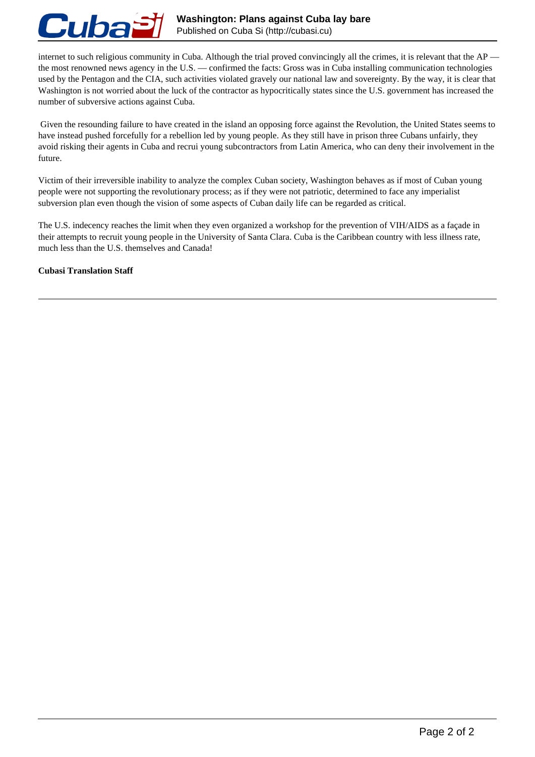internet to such religious community in Cuba. Although the trial proved convincingly all the crimes, it is relevant that the AP — the most renowned news agency in the U.S. — confirmed the facts: Gross was in Cuba installing communication technologies used by the Pentagon and the CIA, such activities violated gravely our national law and sovereignty. By the way, it is clear that Washington is not worried about the luck of the contractor as hypocritically states since the U.S. government has increased the number of subversive actions against Cuba.

Given the resounding failure to have created in the island an opposing force against the Revolution, the United States seems to have instead pushed forcefully for a rebellion led by young people. As they still have in prison three Cubans unfairly, they avoid risking their agents in Cuba and recrui young subcontractors from Latin America, who can deny their involvement in the future.

Victim of their irreversible inability to analyze the complex Cuban society, Washington behaves as if most of Cuban young people were not supporting the revolutionary process; as if they were not patriotic, determined to face any imperialist subversion plan even though the vision of some aspects of Cuban daily life can be regarded as critical.

The U.S. indecency reaches the limit when they even organized a workshop for the prevention of VIH/AIDS as a façade in their attempts to recruit young people in the University of Santa Clara. Cuba is the Caribbean country with less illness rate, much less than the U.S. themselves and Canada!

**Cubasi Translation Staff**